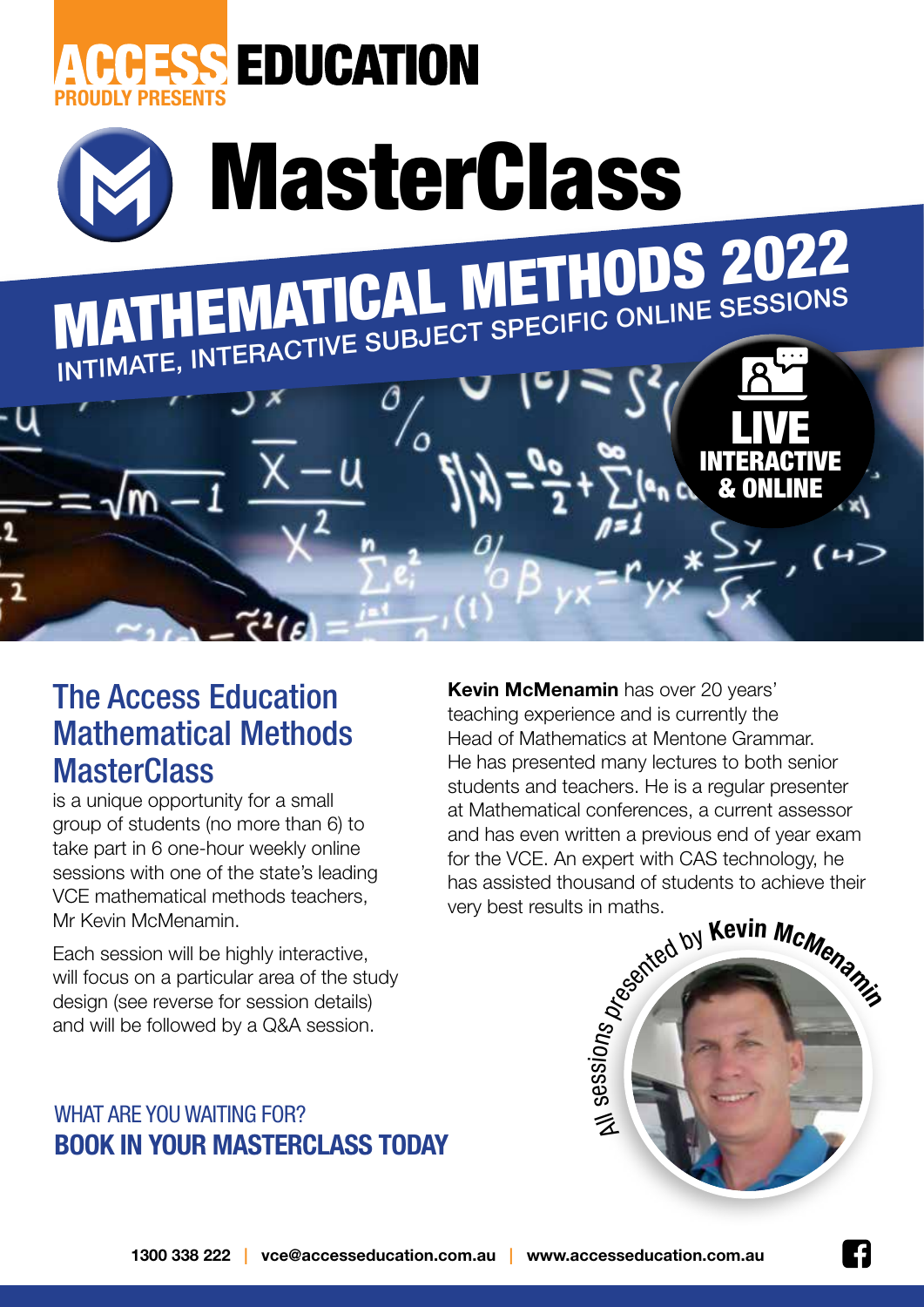ACCESS EDUCATION
PROUDLY PRESENTS

# MasterClass

## MATHEMATICAL METHODS 2022

INTIMATE, INTERACTIVE SUBJECT SPECIFIC ONLINE SESSIONS

LIVE INTERACTIVE & ONLINE

## The Access Education Mathematical Methods MasterClass

is a unique opportunity for a small group of students (no more than 6) to take part in 6 one-hour weekly online sessions with one of the state's leading VCE mathematical methods teachers, Mr Kevin McMenamin.

Each session will be highly interactive, will focus on a particular area of the study design (see reverse for session details) and will be followed by a Q&A session.

**Kevin McMenamin** has over 20 years' teaching experience and is currently the Head of Mathematics at Mentone Grammar. He has presented many lectures to both senior students and teachers. He is a regular presenter at Mathematical conferences, a current assessor and has even written a previous end of year exam for the VCE. An expert with CAS technology, he has assisted thousand of students to achieve their very best results in maths.

All sessions presented by **Kevin McMenamin**

WHAT ARE YOU WAITING FOR?
**BOOK IN YOUR MASTERCLASS TODAY**

**1300 338 222 | vce@accesseducation.com.au | www.accesseducation.com.au**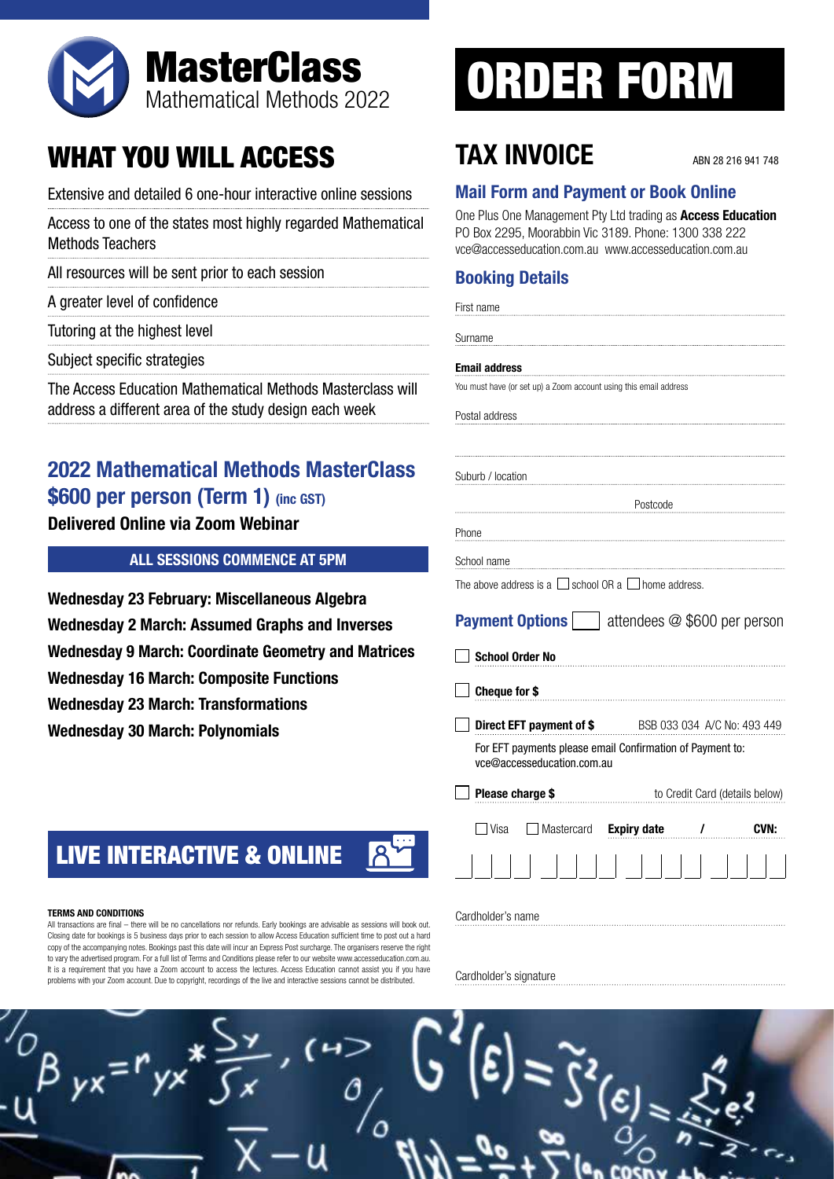# MasterClass

Mathematical Methods 2022

## WHAT YOU WILL ACCESS

- Extensive and detailed 6 one-hour interactive online sessions
- Access to one of the states most highly regarded Mathematical Methods Teachers
- All resources will be sent prior to each session
- A greater level of confidence
- Tutoring at the highest level
- Subject specific strategies
- The Access Education Mathematical Methods Masterclass will address a different area of the study design each week

## 2022 Mathematical Methods MasterClass $600 per person (Term 1) (inc GST)

**Delivered Online via Zoom Webinar**

**ALL SESSIONS COMMENCE AT 5PM**

**Wednesday 23 February: Miscellaneous Algebra**
**Wednesday 2 March: Assumed Graphs and Inverses**
**Wednesday 9 March: Coordinate Geometry and Matrices**
**Wednesday 16 March: Composite Functions**
**Wednesday 23 March: Transformations**
**Wednesday 30 March: Polynomials**

**LIVE INTERACTIVE & ONLINE**

**TERMS AND CONDITIONS**

All transactions are final – there will be no cancellations nor refunds. Early bookings are advisable as sessions will book out. Closing date for bookings is 5 business days prior to each session to allow Access Education sufficient time to post out a hard copy of the accompanying notes. Bookings past this date will incur an Express Post surcharge. The organisers reserve the right to vary the advertised program. For a full list of Terms and Conditions please refer to our website www.accesseducation.com.au. It is a requirement that you have a Zoom account to access the lectures. Access Education cannot assist you if you have problems with your Zoom account. Due to copyright, recordings of the live and interactive sessions cannot be distributed.

# ORDER FORM

## TAX INVOICE

ABN 28 216 941 748

### Mail Form and Payment or Book Online

One Plus One Management Pty Ltd trading as **Access Education**
PO Box 2295, Moorabbin Vic 3189. Phone: 1300 338 222
vce@accesseducation.com.au www.accesseducation.com.au

### Booking Details

First name

Surname

**Email address**

You must have (or set up) a Zoom account using this email address

Postal address

Suburb / location

Postcode

Phone

School name

The above address is a ☐ school OR a ☐ home address.

### Payment Options ☐ attendees @ $600 per person

☐ **School Order No**

☐ **Cheque for $**

☐ **Direct EFT payment of $** BSB 033 034 A/C No: 493 449

For EFT payments please email Confirmation of Payment to: vce@accesseducation.com.au

☐ **Please charge $** to Credit Card (details below)

☐ Visa ☐ Mastercard **Expiry date** / **CVN:**

Cardholder's name

Cardholder's signature